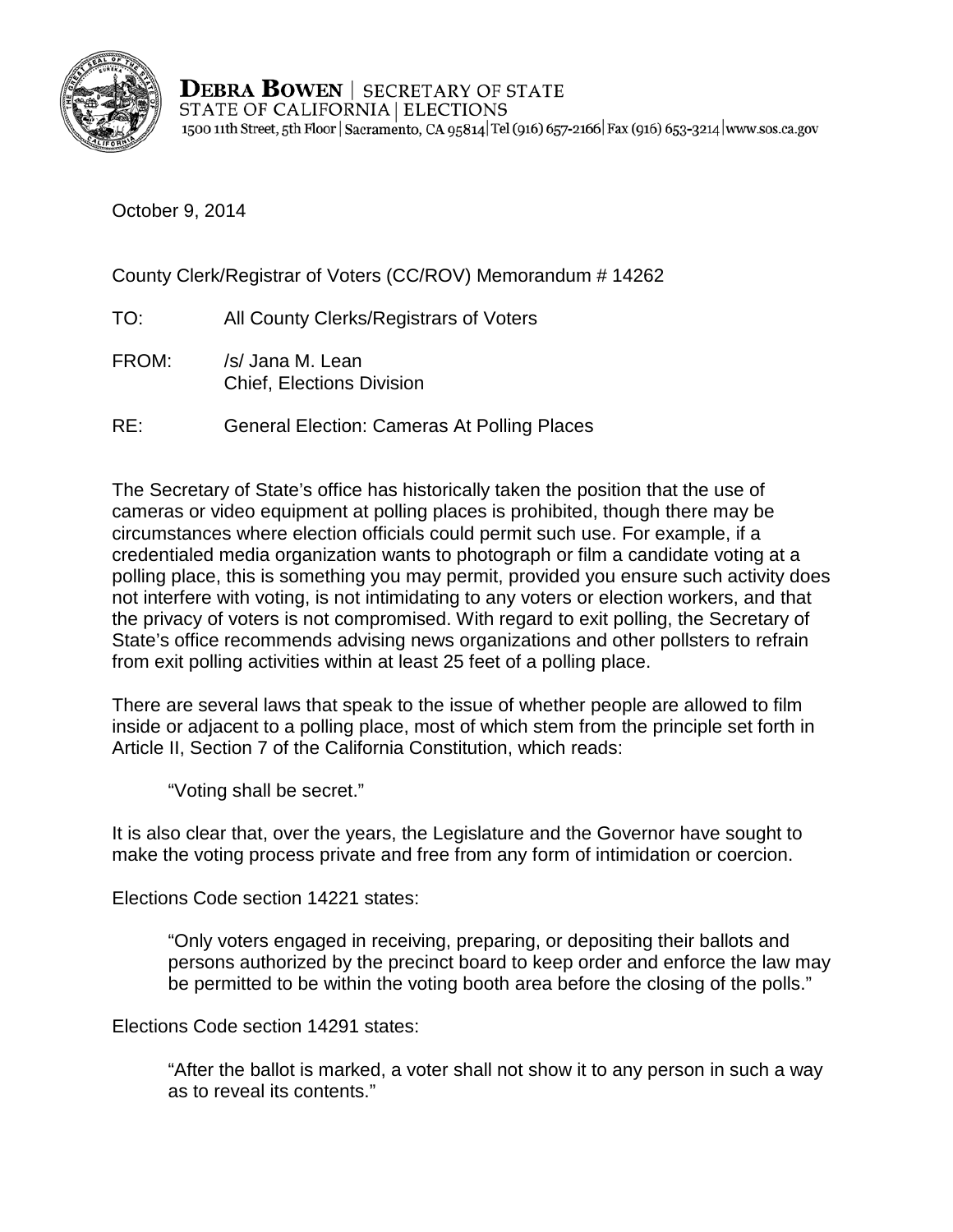**DEBRA BOWEN** | SECRETARY OF STATE
STATE OF CALIFORNIA | ELECTIONS
1500 11th Street, 5th Floor | Sacramento, CA 95814 | Tel (916) 657-2166 | Fax (916) 653-3214 | www.sos.ca.gov

October 9, 2014

County Clerk/Registrar of Voters (CC/ROV) Memorandum # 14262

TO: All County Clerks/Registrars of Voters

FROM: /s/ Jana M. Lean
Chief, Elections Division

RE: General Election: Cameras At Polling Places

The Secretary of State's office has historically taken the position that the use of cameras or video equipment at polling places is prohibited, though there may be circumstances where election officials could permit such use. For example, if a credentialed media organization wants to photograph or film a candidate voting at a polling place, this is something you may permit, provided you ensure such activity does not interfere with voting, is not intimidating to any voters or election workers, and that the privacy of voters is not compromised. With regard to exit polling, the Secretary of State's office recommends advising news organizations and other pollsters to refrain from exit polling activities within at least 25 feet of a polling place.

There are several laws that speak to the issue of whether people are allowed to film inside or adjacent to a polling place, most of which stem from the principle set forth in Article II, Section 7 of the California Constitution, which reads:

> "Voting shall be secret."

It is also clear that, over the years, the Legislature and the Governor have sought to make the voting process private and free from any form of intimidation or coercion.

Elections Code section 14221 states:

> "Only voters engaged in receiving, preparing, or depositing their ballots and persons authorized by the precinct board to keep order and enforce the law may be permitted to be within the voting booth area before the closing of the polls."

Elections Code section 14291 states:

> "After the ballot is marked, a voter shall not show it to any person in such a way as to reveal its contents."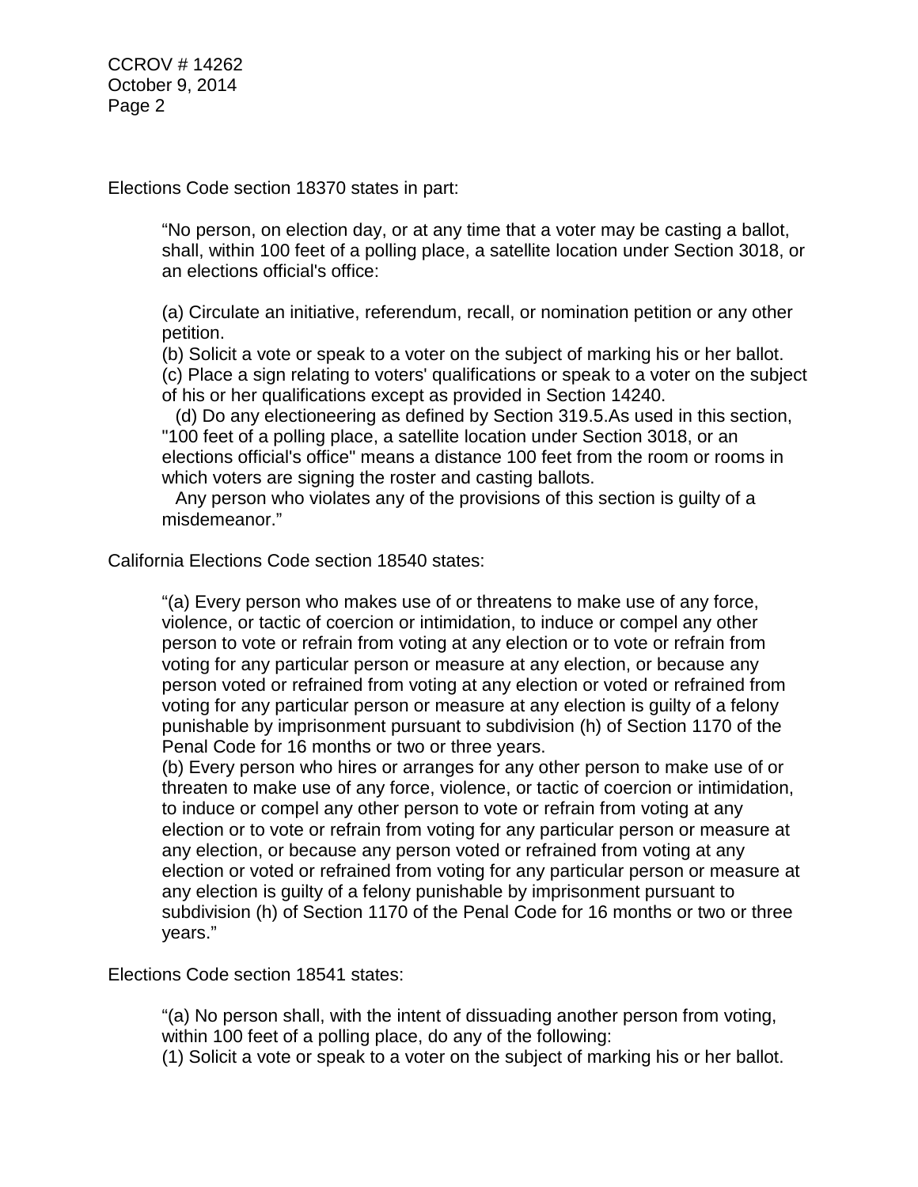Elections Code section 18370 states in part:

> "No person, on election day, or at any time that a voter may be casting a ballot, shall, within 100 feet of a polling place, a satellite location under Section 3018, or an elections official's office:
>
> (a) Circulate an initiative, referendum, recall, or nomination petition or any other petition.
> (b) Solicit a vote or speak to a voter on the subject of marking his or her ballot.
> (c) Place a sign relating to voters' qualifications or speak to a voter on the subject of his or her qualifications except as provided in Section 14240.
> (d) Do any electioneering as defined by Section 319.5.As used in this section, "100 feet of a polling place, a satellite location under Section 3018, or an elections official's office" means a distance 100 feet from the room or rooms in which voters are signing the roster and casting ballots.
> Any person who violates any of the provisions of this section is guilty of a misdemeanor."

California Elections Code section 18540 states:

> "(a) Every person who makes use of or threatens to make use of any force, violence, or tactic of coercion or intimidation, to induce or compel any other person to vote or refrain from voting at any election or to vote or refrain from voting for any particular person or measure at any election, or because any person voted or refrained from voting at any election or voted or refrained from voting for any particular person or measure at any election is guilty of a felony punishable by imprisonment pursuant to subdivision (h) of Section 1170 of the Penal Code for 16 months or two or three years.
> (b) Every person who hires or arranges for any other person to make use of or threaten to make use of any force, violence, or tactic of coercion or intimidation, to induce or compel any other person to vote or refrain from voting at any election or to vote or refrain from voting for any particular person or measure at any election, or because any person voted or refrained from voting at any election or voted or refrained from voting for any particular person or measure at any election is guilty of a felony punishable by imprisonment pursuant to subdivision (h) of Section 1170 of the Penal Code for 16 months or two or three years."

Elections Code section 18541 states:

> "(a) No person shall, with the intent of dissuading another person from voting, within 100 feet of a polling place, do any of the following:
> (1) Solicit a vote or speak to a voter on the subject of marking his or her ballot.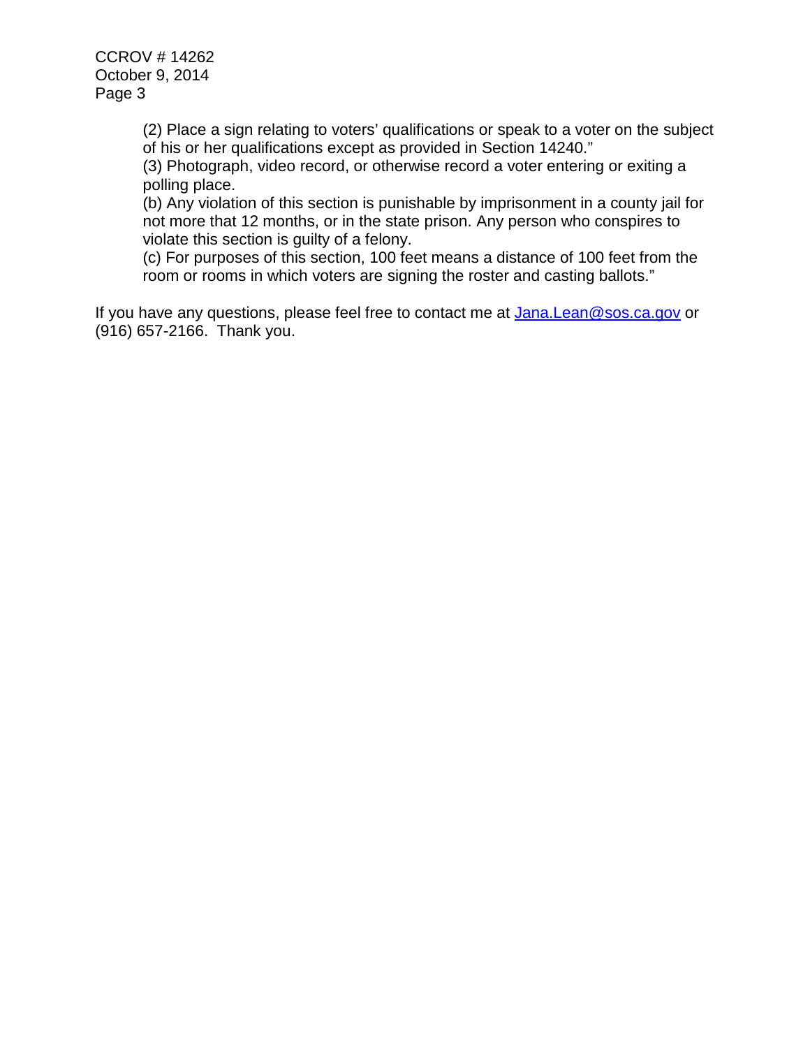(2) Place a sign relating to voters' qualifications or speak to a voter on the subject of his or her qualifications except as provided in Section 14240."

(3) Photograph, video record, or otherwise record a voter entering or exiting a polling place.

(b) Any violation of this section is punishable by imprisonment in a county jail for not more that 12 months, or in the state prison. Any person who conspires to violate this section is guilty of a felony.

(c) For purposes of this section, 100 feet means a distance of 100 feet from the room or rooms in which voters are signing the roster and casting ballots."

If you have any questions, please feel free to contact me at Jana.Lean@sos.ca.gov or (916) 657-2166. Thank you.